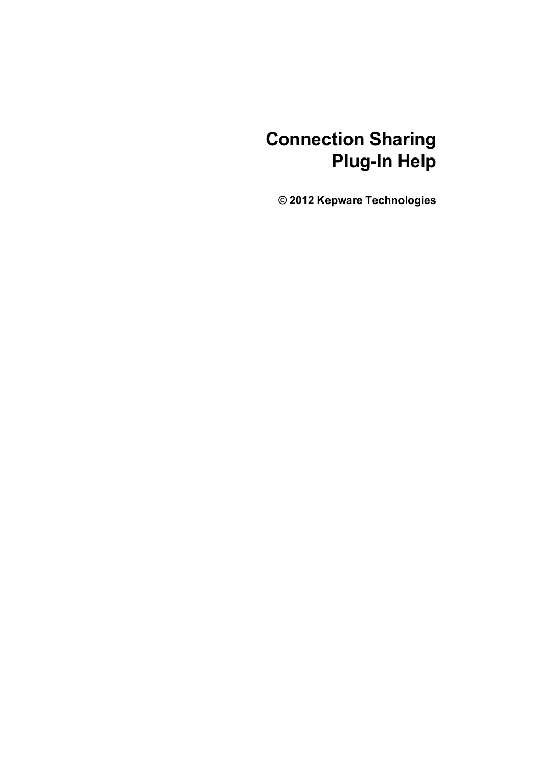# Connection Sharing Plug-In Help

**© 2012 Kepware Technologies**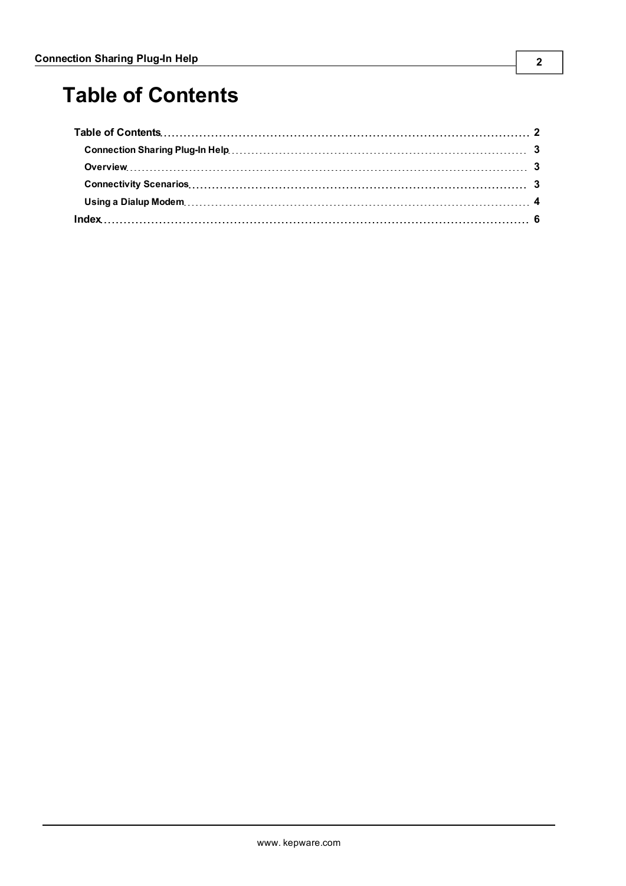# Table of Contents

- **Table of Contents** ........ 2
  - **Connection Sharing Plug-In Help** ........ 3
  - **Overview** ........ 3
  - **Connectivity Scenarios** ........ 3
  - **Using a Dialup Modem** ........ 4
- **Index** ........ 6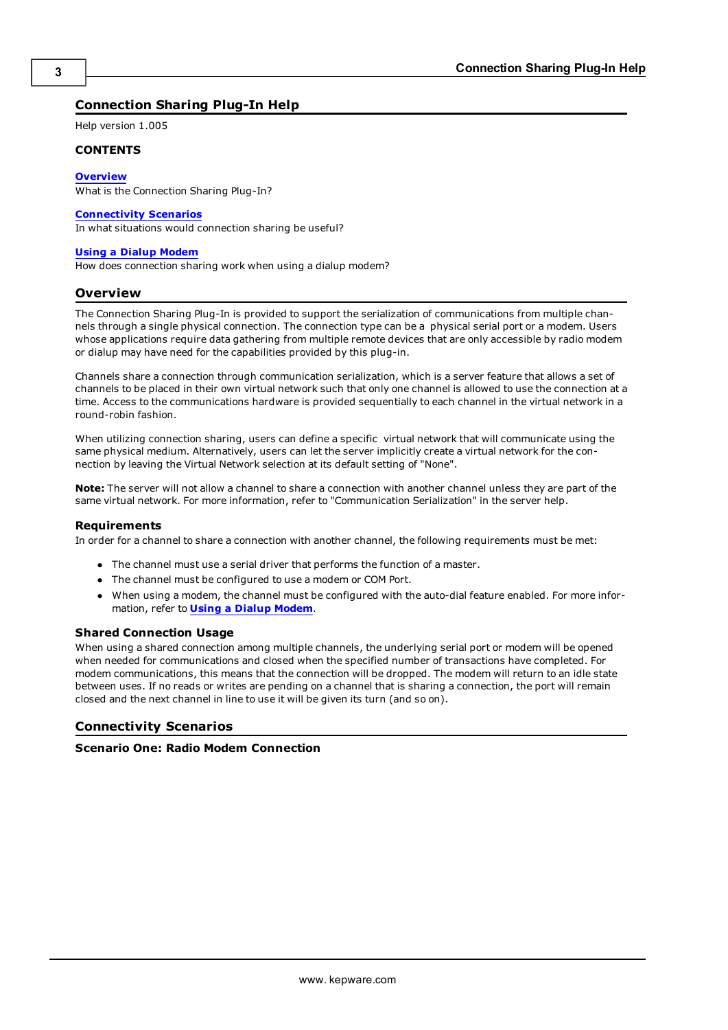# Connection Sharing Plug-In Help

Help version 1.005

**CONTENTS**

**Overview**
What is the Connection Sharing Plug-In?

**Connectivity Scenarios**
In what situations would connection sharing be useful?

**Using a Dialup Modem**
How does connection sharing work when using a dialup modem?

## Overview

The Connection Sharing Plug-In is provided to support the serialization of communications from multiple channels through a single physical connection. The connection type can be a physical serial port or a modem. Users whose applications require data gathering from multiple remote devices that are only accessible by radio modem or dialup may have need for the capabilities provided by this plug-in.

Channels share a connection through communication serialization, which is a server feature that allows a set of channels to be placed in their own virtual network such that only one channel is allowed to use the connection at a time. Access to the communications hardware is provided sequentially to each channel in the virtual network in a round-robin fashion.

When utilizing connection sharing, users can define a specific virtual network that will communicate using the same physical medium. Alternatively, users can let the server implicitly create a virtual network for the connection by leaving the Virtual Network selection at its default setting of "None".

**Note:** The server will not allow a channel to share a connection with another channel unless they are part of the same virtual network. For more information, refer to "Communication Serialization" in the server help.

### Requirements

In order for a channel to share a connection with another channel, the following requirements must be met:

- The channel must use a serial driver that performs the function of a master.
- The channel must be configured to use a modem or COM Port.
- When using a modem, the channel must be configured with the auto-dial feature enabled. For more information, refer to **Using a Dialup Modem**.

### Shared Connection Usage

When using a shared connection among multiple channels, the underlying serial port or modem will be opened when needed for communications and closed when the specified number of transactions have completed. For modem communications, this means that the connection will be dropped. The modem will return to an idle state between uses. If no reads or writes are pending on a channel that is sharing a connection, the port will remain closed and the next channel in line to use it will be given its turn (and so on).

## Connectivity Scenarios

### Scenario One: Radio Modem Connection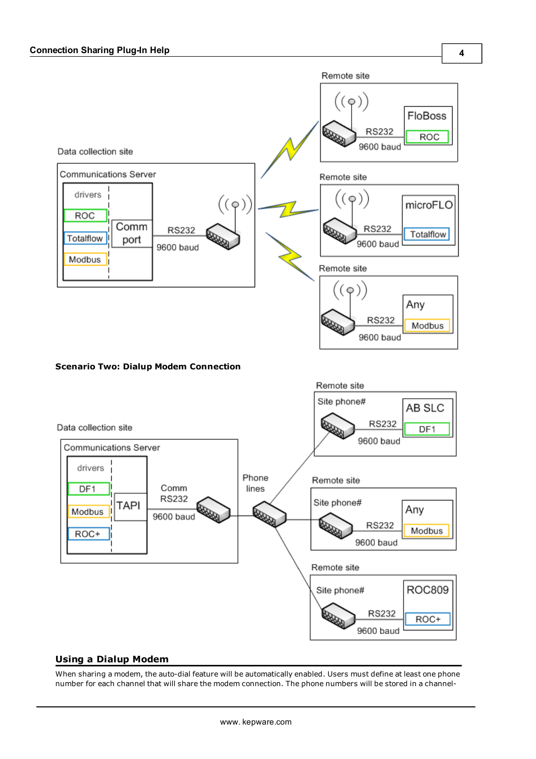Remote site

FloBoss

ROC

RS232

9600 baud

Data collection site

Communications Server

drivers

ROC

Totalflow

Modbus

Comm port

RS232

9600 baud

Remote site

microFLO

Totalflow

RS232

9600 baud

Remote site

Any

Modbus

RS232

9600 baud

**Scenario Two: Dialup Modem Connection**

Remote site

Site phone#

AB SLC

DF1

RS232

9600 baud

Data collection site

Communications Server

drivers

DF1

Modbus

ROC+

TAPI

Comm RS232

9600 baud

Phone lines

Remote site

Site phone#

Any

Modbus

RS232

9600 baud

Remote site

Site phone#

ROC809

ROC+

RS232

9600 baud

## Using a Dialup Modem

When sharing a modem, the auto-dial feature will be automatically enabled. Users must define at least one phone number for each channel that will share the modem connection. The phone numbers will be stored in a channel-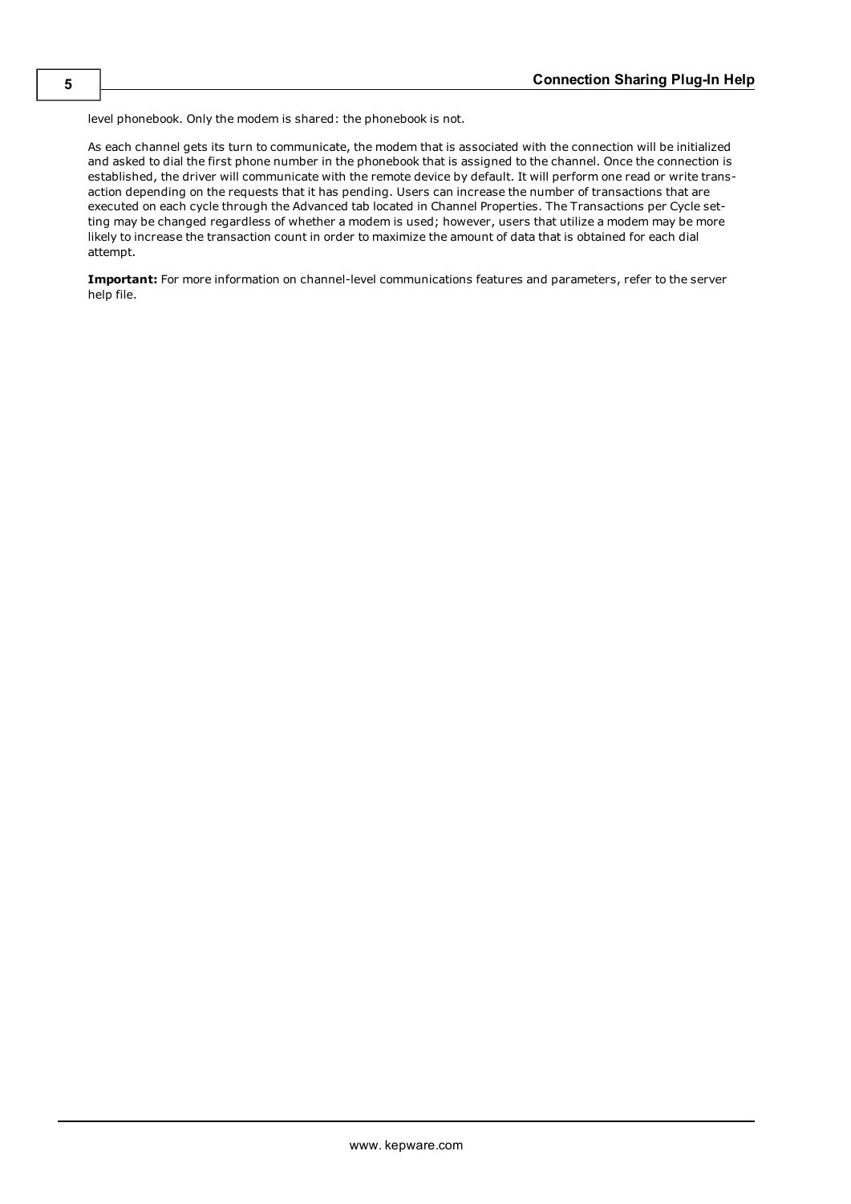level phonebook. Only the modem is shared: the phonebook is not.

As each channel gets its turn to communicate, the modem that is associated with the connection will be initialized and asked to dial the first phone number in the phonebook that is assigned to the channel. Once the connection is established, the driver will communicate with the remote device by default. It will perform one read or write transaction depending on the requests that it has pending. Users can increase the number of transactions that are executed on each cycle through the Advanced tab located in Channel Properties. The Transactions per Cycle setting may be changed regardless of whether a modem is used; however, users that utilize a modem may be more likely to increase the transaction count in order to maximize the amount of data that is obtained for each dial attempt.

**Important:** For more information on channel-level communications features and parameters, refer to the server help file.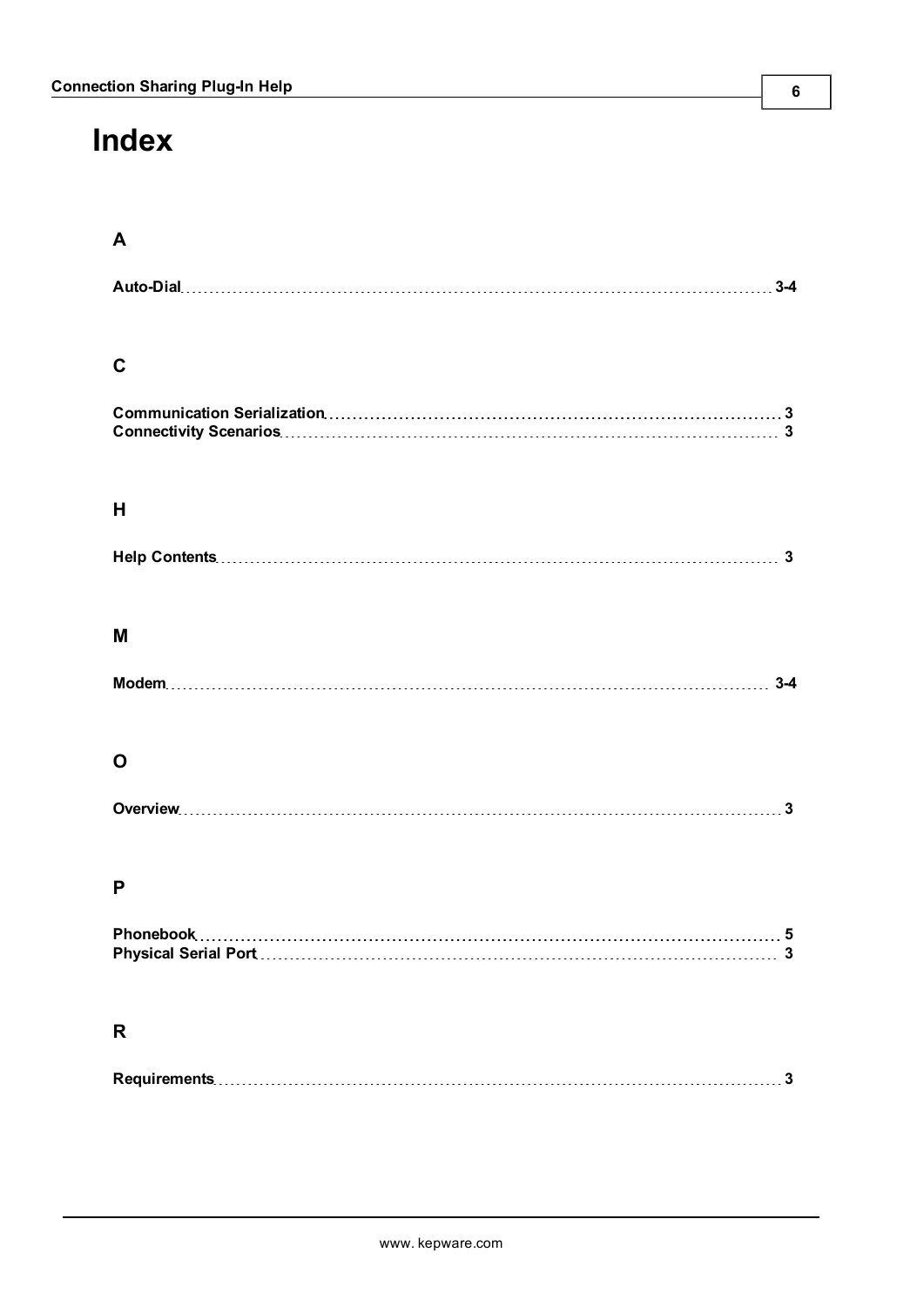# Index

## A

**Auto-Dial** 3-4

## C

**Communication Serialization** 3
**Connectivity Scenarios** 3

## H

**Help Contents** 3

## M

**Modem** 3-4

## O

**Overview** 3

## P

**Phonebook** 5
**Physical Serial Port** 3

## R

**Requirements** 3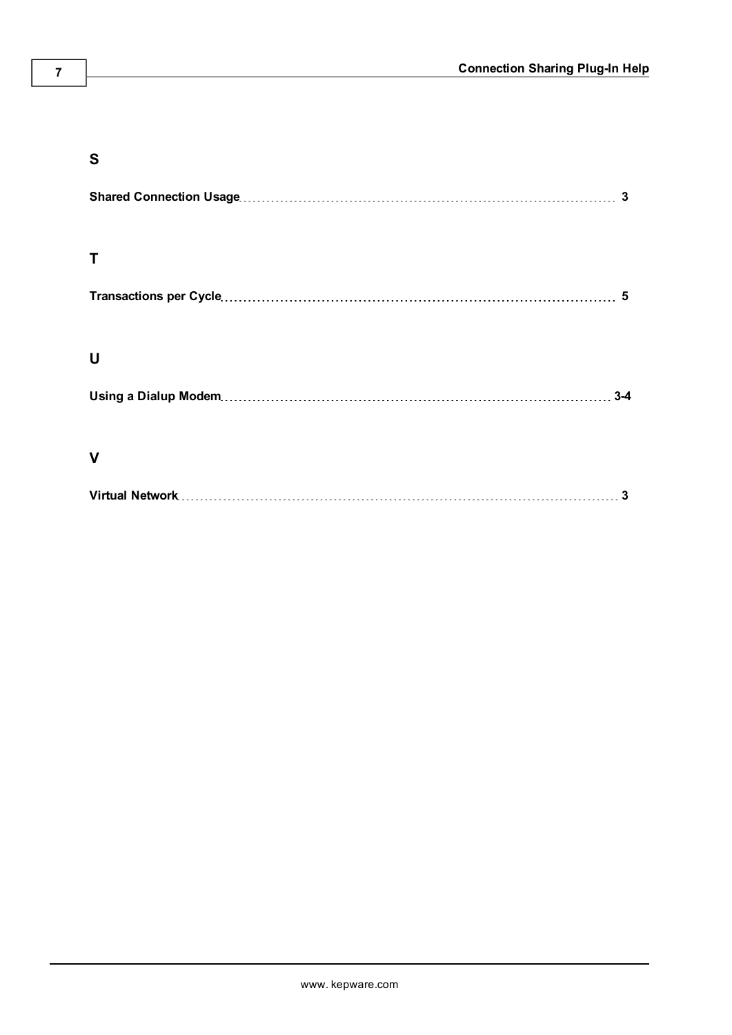## S

**Shared Connection Usage** 3

## T

**Transactions per Cycle** 5

## U

**Using a Dialup Modem** 3-4

## V

**Virtual Network** 3